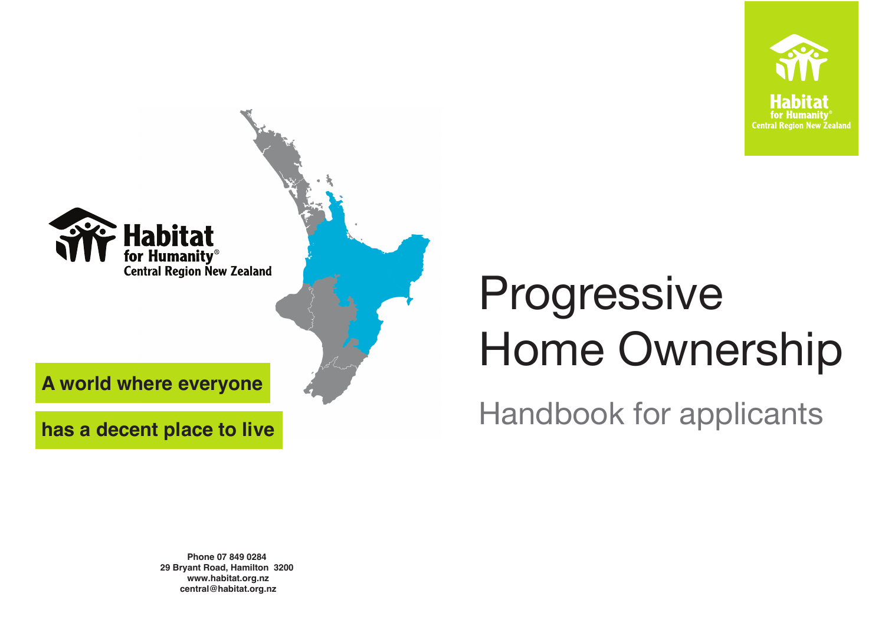Habitat for Humanity® Central Region New Zealand

# Progressive Home Ownership

## Handbook for applicants

**A world where everyone has a decent place to live**

**Phone 07 849 0284**
**29 Bryant Road, Hamilton 3200**
**www.habitat.org.nz**
**central@habitat.org.nz**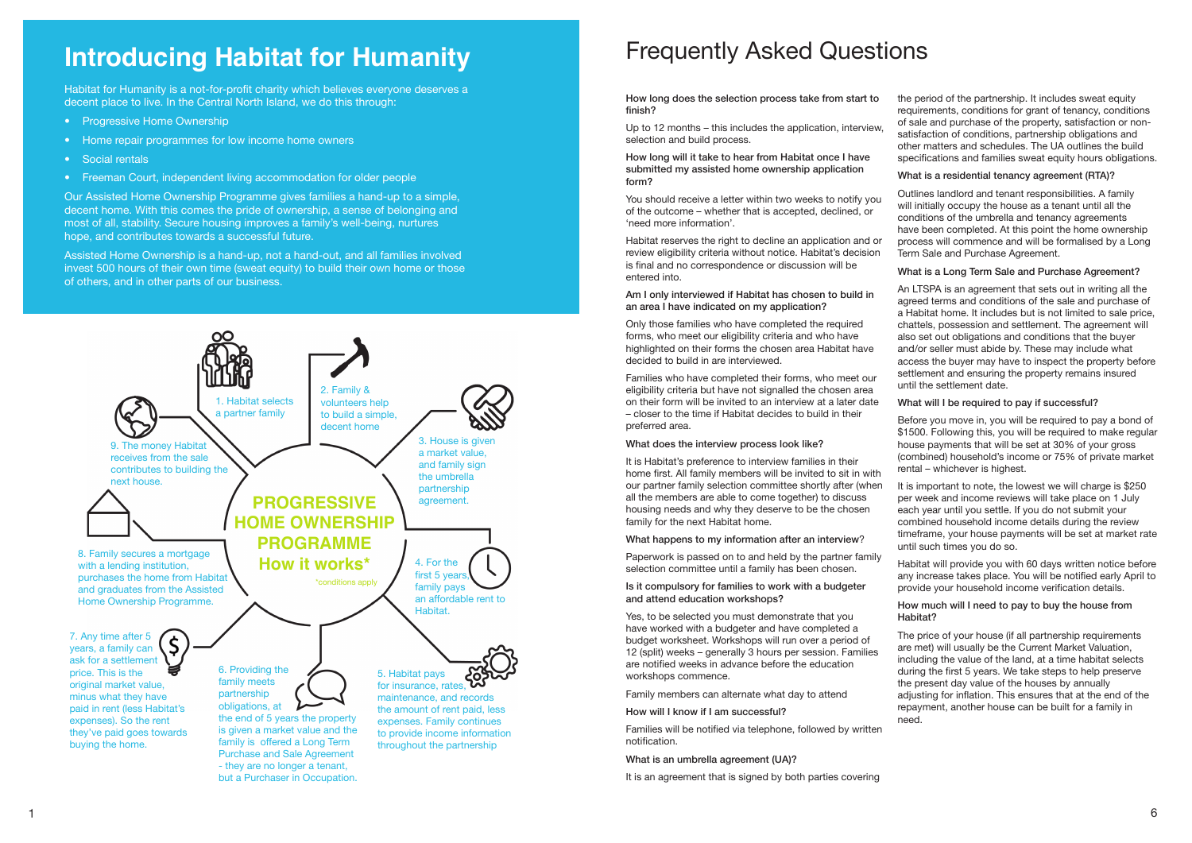# Introducing Habitat for Humanity

Habitat for Humanity is a not-for-profit charity which believes everyone deserves a decent place to live. In the Central North Island, we do this through:

- Progressive Home Ownership
- Home repair programmes for low income home owners
- Social rentals
- Freeman Court, independent living accommodation for older people

Our Assisted Home Ownership Programme gives families a hand-up to a simple, decent home. With this comes the pride of ownership, a sense of belonging and most of all, stability. Secure housing improves a family's well-being, nurtures hope, and contributes towards a successful future.

Assisted Home Ownership is a hand-up, not a hand-out, and all families involved invest 500 hours of their own time (sweat equity) to build their own home or those of others, and in other parts of our business.

## PROGRESSIVE HOME OWNERSHIP PROGRAMME How it works*

*conditions apply

1. Habitat selects a partner family
2. Family & volunteers help to build a simple, decent home
3. House is given a market value, and family sign the umbrella partnership agreement.
4. For the first 5 years, family pays an affordable rent to Habitat.
5. Habitat pays for insurance, rates, maintenance, and records the amount of rent paid, less expenses. Family continues to provide income information throughout the partnership
6. Providing the family meets partnership obligations, at the end of 5 years the property is given a market value and the family is offered a Long Term Purchase and Sale Agreement - they are no longer a tenant, but a Purchaser in Occupation.
7. Any time after 5 years, a family can ask for a settlement price. This is the original market value, minus what they have paid in rent (less Habitat's expenses). So the rent they've paid goes towards buying the home.
8. Family secures a mortgage with a lending institution, purchases the home from Habitat and graduates from the Assisted Home Ownership Programme.
9. The money Habitat receives from the sale contributes to building the next house.

# Frequently Asked Questions

**How long does the selection process take from start to finish?**

Up to 12 months – this includes the application, interview, selection and build process.

**How long will it take to hear from Habitat once I have submitted my assisted home ownership application form?**

You should receive a letter within two weeks to notify you of the outcome – whether that is accepted, declined, or 'need more information'.

Habitat reserves the right to decline an application and or review eligibility criteria without notice. Habitat's decision is final and no correspondence or discussion will be entered into.

**Am I only interviewed if Habitat has chosen to build in an area I have indicated on my application?**

Only those families who have completed the required forms, who meet our eligibility criteria and who have highlighted on their forms the chosen area Habitat have decided to build in are interviewed.

Families who have completed their forms, who meet our eligibility criteria but have not signalled the chosen area on their form will be invited to an interview at a later date – closer to the time if Habitat decides to build in their preferred area.

**What does the interview process look like?**

It is Habitat's preference to interview families in their home first. All family members will be invited to sit in with our partner family selection committee shortly after (when all the members are able to come together) to discuss housing needs and why they deserve to be the chosen family for the next Habitat home.

**What happens to my information after an interview?**

Paperwork is passed on to and held by the partner family selection committee until a family has been chosen.

**Is it compulsory for families to work with a budgeter and attend education workshops?**

Yes, to be selected you must demonstrate that you have worked with a budgeter and have completed a budget worksheet. Workshops will run over a period of 12 (split) weeks – generally 3 hours per session. Families are notified weeks in advance before the education workshops commence.

Family members can alternate what day to attend

**How will I know if I am successful?**

Families will be notified via telephone, followed by written notification.

**What is an umbrella agreement (UA)?**

It is an agreement that is signed by both parties covering the period of the partnership. It includes sweat equity requirements, conditions for grant of tenancy, conditions of sale and purchase of the property, satisfaction or non-satisfaction of conditions, partnership obligations and other matters and schedules. The UA outlines the build specifications and families sweat equity hours obligations.

**What is a residential tenancy agreement (RTA)?**

Outlines landlord and tenant responsibilities. A family will initially occupy the house as a tenant until all the conditions of the umbrella and tenancy agreements have been completed. At this point the home ownership process will commence and will be formalised by a Long Term Sale and Purchase Agreement.

**What is a Long Term Sale and Purchase Agreement?**

An LTSPA is an agreement that sets out in writing all the agreed terms and conditions of the sale and purchase of a Habitat home. It includes but is not limited to sale price, chattels, possession and settlement. The agreement will also set out obligations and conditions that the buyer and/or seller must abide by. These may include what access the buyer may have to inspect the property before settlement and ensuring the property remains insured until the settlement date.

**What will I be required to pay if successful?**

Before you move in, you will be required to pay a bond of $1500. Following this, you will be required to make regular house payments that will be set at 30% of your gross (combined) household's income or 75% of private market rental – whichever is highest.

It is important to note, the lowest we will charge is $250 per week and income reviews will take place on 1 July each year until you settle. If you do not submit your combined household income details during the review timeframe, your house payments will be set at market rate until such times you do so.

Habitat will provide you with 60 days written notice before any increase takes place. You will be notified early April to provide your household income verification details.

**How much will I need to pay to buy the house from Habitat?**

The price of your house (if all partnership requirements are met) will usually be the Current Market Valuation, including the value of the land, at a time habitat selects during the first 5 years. We take steps to help preserve the present day value of the houses by annually adjusting for inflation. This ensures that at the end of the repayment, another house can be built for a family in need.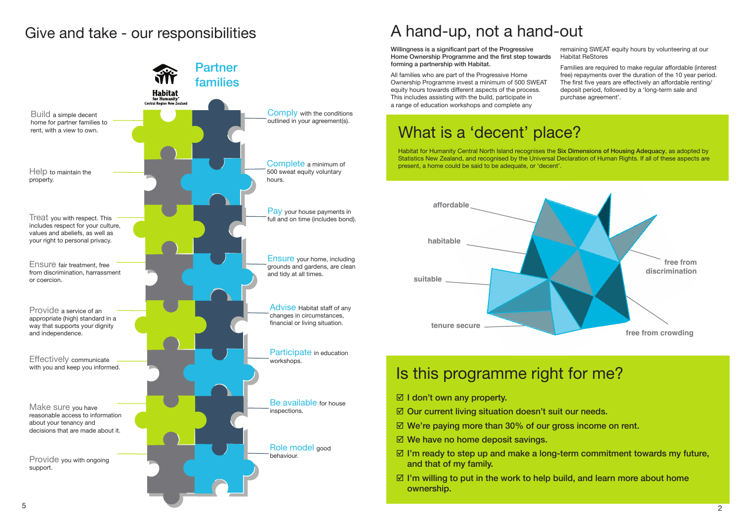# Give and take - our responsibilities

## Habitat for Humanity Central Region New Zealand

**Build** a simple decent home for partner families to rent, with a view to own.

**Help** to maintain the property.

**Treat** you with respect. This includes respect for your culture, values and abeliefs, as well as your right to personal privacy.

**Ensure** fair treatment, free from discrimination, harrassment or coercion.

**Provide** a service of an appropriate (high) standard in a way that supports your dignity and independence.

**Effectively** communicate with you and keep you informed.

**Make sure** you have reasonable access to information about your tenancy and decisions that are made about it.

**Provide** you with ongoing support.

## Partner families

**Comply** with the conditions outlined in your agreement(s).

**Complete** a minimum of 500 sweat equity voluntary hours.

**Pay** your house payments in full and on time (includes bond).

**Ensure** your home, including grounds and gardens, are clean and tidy at all times.

**Advise** Habitat staff of any changes in circumstances, financial or living situation.

**Participate** in education workshops.

**Be available** for house inspections.

**Role model** good behaviour.

# A hand-up, not a hand-out

**Willingness is a significant part of the Progressive Home Ownership Programme and the first step towards forming a partnership with Habitat.**

All families who are part of the Progressive Home Ownership Programme invest a minimum of 500 SWEAT equity hours towards different aspects of the process. This includes assisting with the build, participate in a range of education workshops and complete any remaining SWEAT equity hours by volunteering at our Habitat ReStores

Families are required to make regular affordable (interest free) repayments over the duration of the 10 year period. The first five years are effectively an affordable renting/ deposit period, followed by a 'long-term sale and purchase agreement'.

## What is a 'decent' place?

Habitat for Humanity Central North Island recognises the **Six Dimensions of Housing Adequacy**, as adopted by Statistics New Zealand, and recognised by the Universal Declaration of Human Rights. If all of these aspects are present, a home could be said to be adequate, or 'decent'.

- affordable
- habitable
- suitable
- tenure secure
- free from discrimination
- free from crowding

## Is this programme right for me?

- ☑ I don't own any property.
- ☑ Our current living situation doesn't suit our needs.
- ☑ We're paying more than 30% of our gross income on rent.
- ☑ We have no home deposit savings.
- ☑ I'm ready to step up and make a long-term commitment towards my future, and that of my family.
- ☑ I'm willing to put in the work to help build, and learn more about home ownership.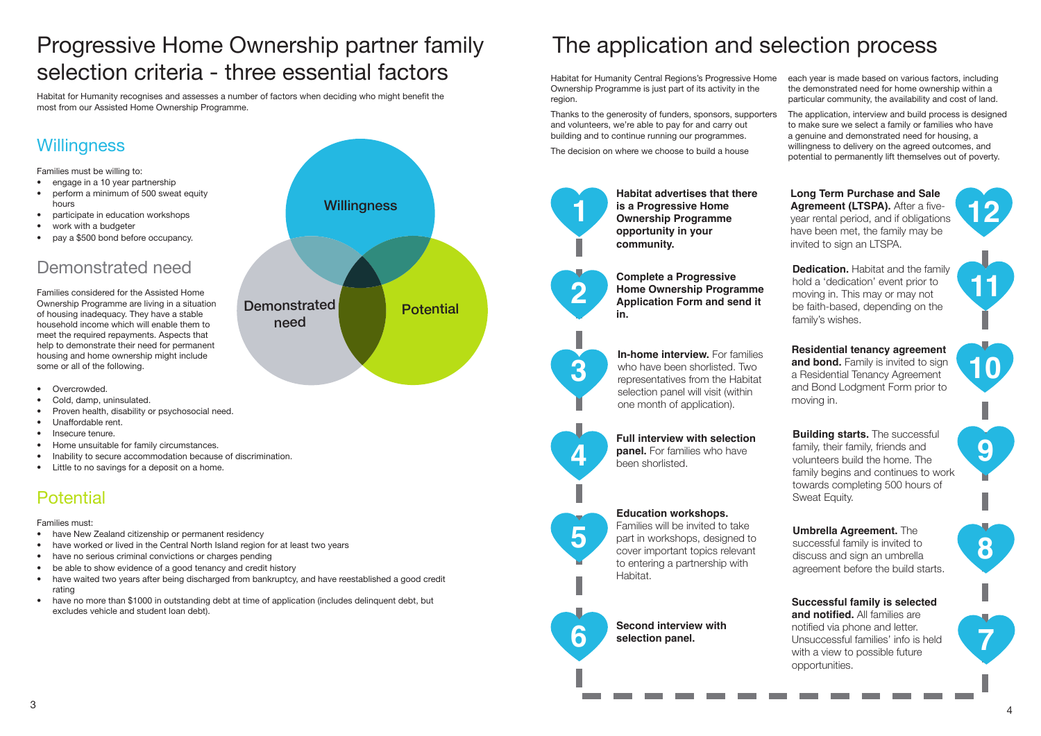# Progressive Home Ownership partner family selection criteria - three essential factors

Habitat for Humanity recognises and assesses a number of factors when deciding who might benefit the most from our Assisted Home Ownership Programme.

## Willingness

Families must be willing to:

- engage in a 10 year partnership
- perform a minimum of 500 sweat equity hours
- participate in education workshops
- work with a budgeter
- pay a $500 bond before occupancy.

## Demonstrated need

Families considered for the Assisted Home Ownership Programme are living in a situation of housing inadequacy. They have a stable household income which will enable them to meet the required repayments. Aspects that help to demonstrate their need for permanent housing and home ownership might include some or all of the following.

- Overcrowded.
- Cold, damp, uninsulated.
- Proven health, disability or psychosocial need.
- Unaffordable rent.
- Insecure tenure.
- Home unsuitable for family circumstances.
- Inability to secure accommodation because of discrimination.
- Little to no savings for a deposit on a home.

## Potential

Families must:

- have New Zealand citizenship or permanent residency
- have worked or lived in the Central North Island region for at least two years
- have no serious criminal convictions or charges pending
- be able to show evidence of a good tenancy and credit history
- have waited two years after being discharged from bankruptcy, and have reestablished a good credit rating
- have no more than $1000 in outstanding debt at time of application (includes delinquent debt, but excludes vehicle and student loan debt).

Willingness

Demonstrated need

Potential

# The application and selection process

Habitat for Humanity Central Regions's Progressive Home Ownership Programme is just part of its activity in the region.

Thanks to the generosity of funders, sponsors, supporters and volunteers, we're able to pay for and carry out building and to continue running our programmes.

The decision on where we choose to build a house each year is made based on various factors, including the demonstrated need for home ownership within a particular community, the availability and cost of land.

The application, interview and build process is designed to make sure we select a family or families who have a genuine and demonstrated need for housing, a willingness to delivery on the agreed outcomes, and potential to permanently lift themselves out of poverty.

1. **Habitat advertises that there is a Progressive Home Ownership Programme opportunity in your community.**
2. **Complete a Progressive Home Ownership Programme Application Form and send it in.**
3. **In-home interview.** For families who have been shortlisted. Two representatives from the Habitat selection panel will visit (within one month of application).
4. **Full interview with selection panel.** For families who have been shortlisted.
5. **Education workshops.** Families will be invited to take part in workshops, designed to cover important topics relevant to entering a partnership with Habitat.
6. **Second interview with selection panel.**
7. **Successful family is selected and notified.** All families are notified via phone and letter. Unsuccessful families' info is held with a view to possible future opportunities.
8. **Umbrella Agreement.** The successful family is invited to discuss and sign an umbrella agreement before the build starts.
9. **Building starts.** The successful family, their family, friends and volunteers build the home. The family begins and continues to work towards completing 500 hours of Sweat Equity.
10. **Residential tenancy agreement and bond.** Family is invited to sign a Residential Tenancy Agreement and Bond Lodgment Form prior to moving in.
11. **Dedication.** Habitat and the family hold a 'dedication' event prior to moving in. This may or may not be faith-based, depending on the family's wishes.
12. **Long Term Purchase and Sale Agreement (LTSPA).** After a five-year rental period, and if obligations have been met, the family may be invited to sign an LTSPA.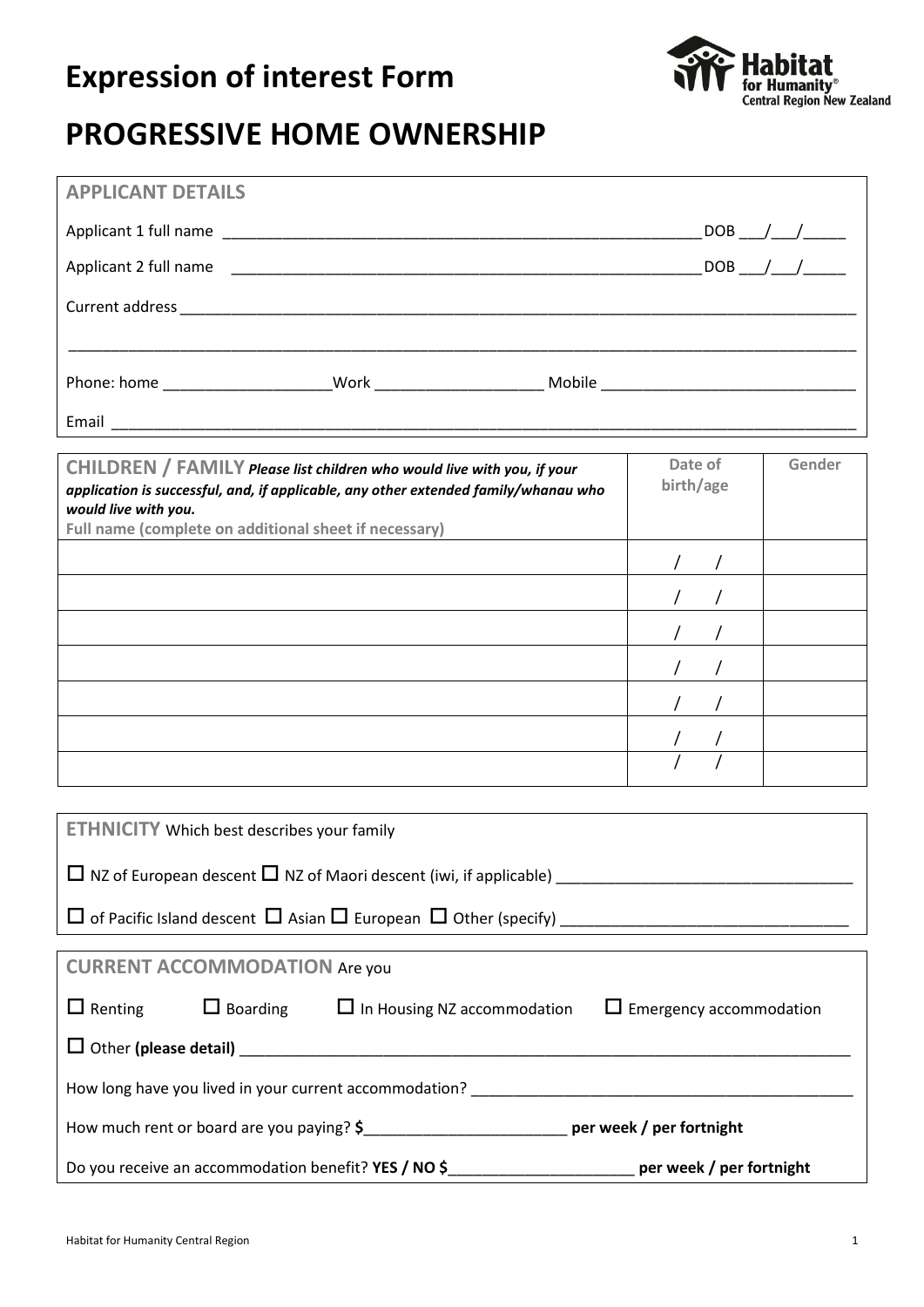# Expression of interest Form

# PROGRESSIVE HOME OWNERSHIP

## APPLICANT DETAILS

Applicant 1 full name ____________________________________________________________ DOB ___/___/_____

Applicant 2 full name ____________________________________________________________ DOB ___/___/_____

Current address ______________________________________________________________________________

______________________________________________________________________________________________

Phone: home ___________________ Work ___________________ Mobile _____________________________

Email _________________________________________________________________________________________

| **CHILDREN / FAMILY** ***Please list children who would live with you, if your application is successful, and, if applicable, any other extended family/whanau who would live with you.*** **Full name (complete on additional sheet if necessary)** | **Date of birth/age** | **Gender** |
|---|---|---|
| | / / | |
| | / / | |
| | / / | |
| | / / | |
| | / / | |
| | / / | |
| | / / | |

## ETHNICITY Which best describes your family

☐ NZ of European descent ☐ NZ of Maori descent (iwi, if applicable) ___________________________________

☐ of Pacific Island descent ☐ Asian ☐ European ☐ Other (specify) ___________________________________

## CURRENT ACCOMMODATION Are you

☐ Renting ☐ Boarding ☐ In Housing NZ accommodation ☐ Emergency accommodation

☐ Other **(please detail)** ____________________________________________________________________________

How long have you lived in your current accommodation? _______________________________________________

How much rent or board are you paying? **$**________________________ **per week / per fortnight**

Do you receive an accommodation benefit? **YES / NO $**______________________ **per week / per fortnight**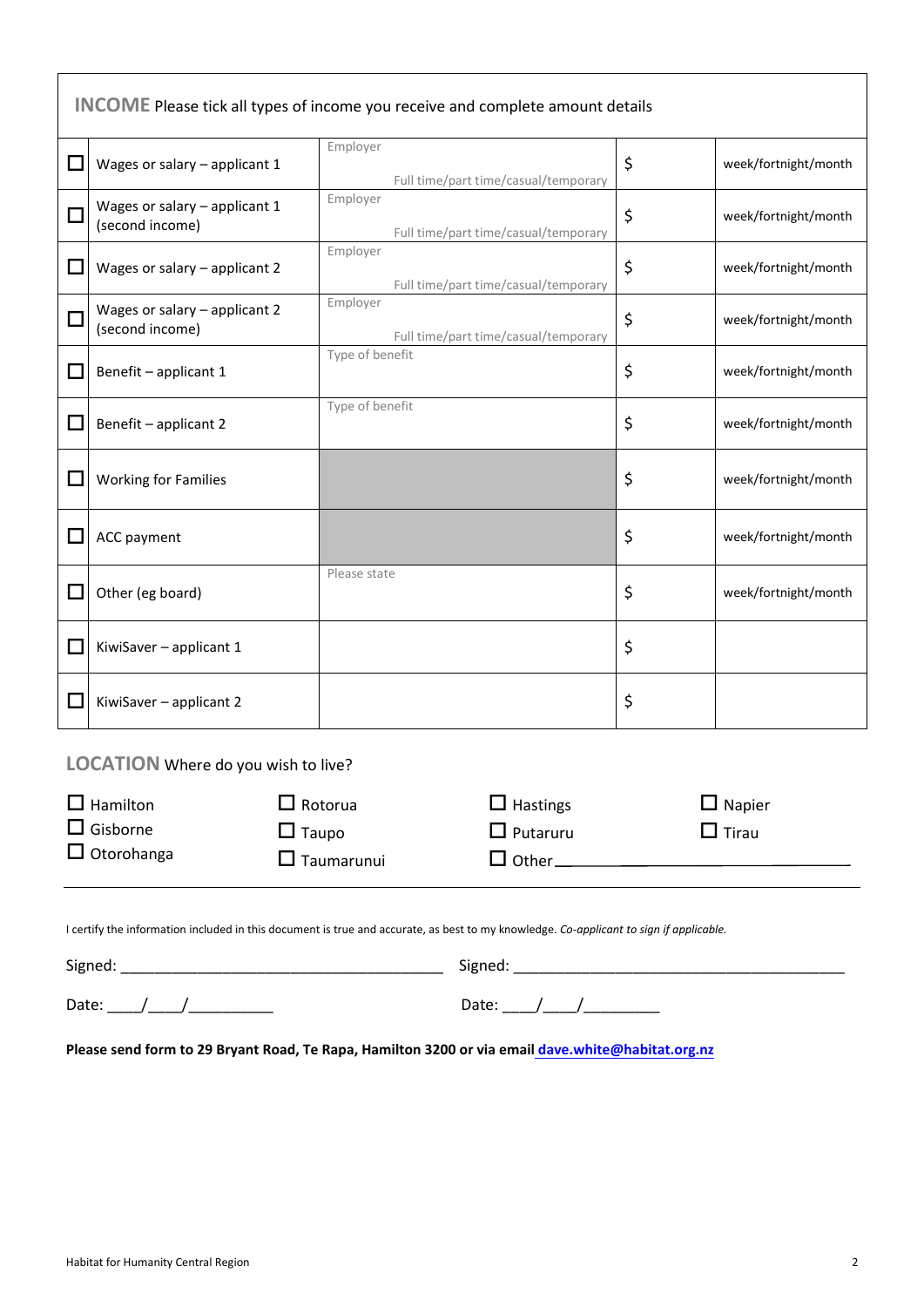## INCOME Please tick all types of income you receive and complete amount details

| | | | | |
|---|---|---|---|---|
| ☐ | Wages or salary – applicant 1 | Employer<br>Full time/part time/casual/temporary | $ | week/fortnight/month |
| ☐ | Wages or salary – applicant 1 (second income) | Employer<br>Full time/part time/casual/temporary | $ | week/fortnight/month |
| ☐ | Wages or salary – applicant 2 | Employer<br>Full time/part time/casual/temporary | $ | week/fortnight/month |
| ☐ | Wages or salary – applicant 2 (second income) | Employer<br>Full time/part time/casual/temporary | $ | week/fortnight/month |
| ☐ | Benefit – applicant 1 | Type of benefit | $ | week/fortnight/month |
| ☐ | Benefit – applicant 2 | Type of benefit | $ | week/fortnight/month |
| ☐ | Working for Families | | $ | week/fortnight/month |
| ☐ | ACC payment | | $ | week/fortnight/month |
| ☐ | Other (eg board) | Please state | $ | week/fortnight/month |
| ☐ | KiwiSaver – applicant 1 | | $ | |
| ☐ | KiwiSaver – applicant 2 | | $ | |

## LOCATION Where do you wish to live?

☐ Hamilton
☐ Gisborne
☐ Otorohanga
☐ Rotorua
☐ Taupo
☐ Taumarunui
☐ Hastings
☐ Putaruru
☐ Other ______________________________
☐ Napier
☐ Tirau

I certify the information included in this document is true and accurate, as best to my knowledge. *Co-applicant to sign if applicable.*

Signed: ______________________________ Signed: ______________________________

Date: ____/____/__________ Date: ____/____/_________

**Please send form to 29 Bryant Road, Te Rapa, Hamilton 3200 or via email dave.white@habitat.org.nz**